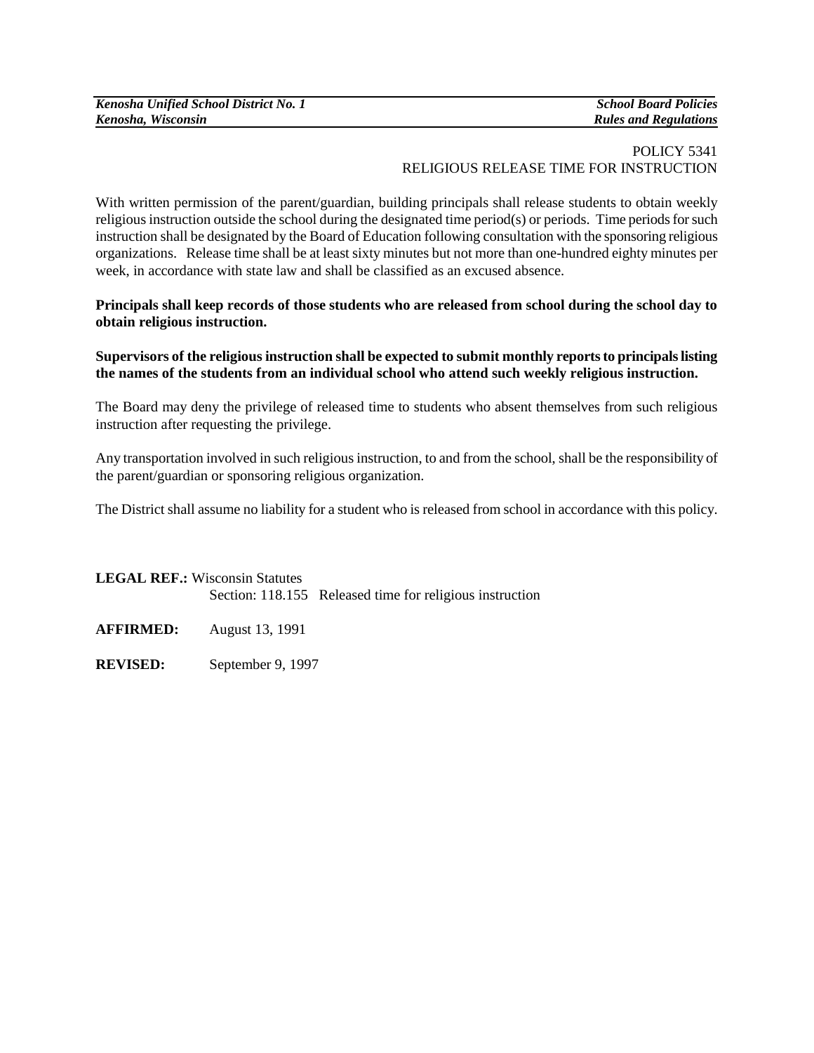POLICY 5341
RELIGIOUS RELEASE TIME FOR INSTRUCTION

With written permission of the parent/guardian, building principals shall release students to obtain weekly religious instruction outside the school during the designated time period(s) or periods. Time periods for such instruction shall be designated by the Board of Education following consultation with the sponsoring religious organizations. Release time shall be at least sixty minutes but not more than one-hundred eighty minutes per week, in accordance with state law and shall be classified as an excused absence.

**Principals shall keep records of those students who are released from school during the school day to obtain religious instruction.**

**Supervisors of the religious instruction shall be expected to submit monthly reports to principals listing the names of the students from an individual school who attend such weekly religious instruction.**

The Board may deny the privilege of released time to students who absent themselves from such religious instruction after requesting the privilege.

Any transportation involved in such religious instruction, to and from the school, shall be the responsibility of the parent/guardian or sponsoring religious organization.

The District shall assume no liability for a student who is released from school in accordance with this policy.

**LEGAL REF.:** Wisconsin Statutes
Section: 118.155 Released time for religious instruction

**AFFIRMED:** August 13, 1991

**REVISED:** September 9, 1997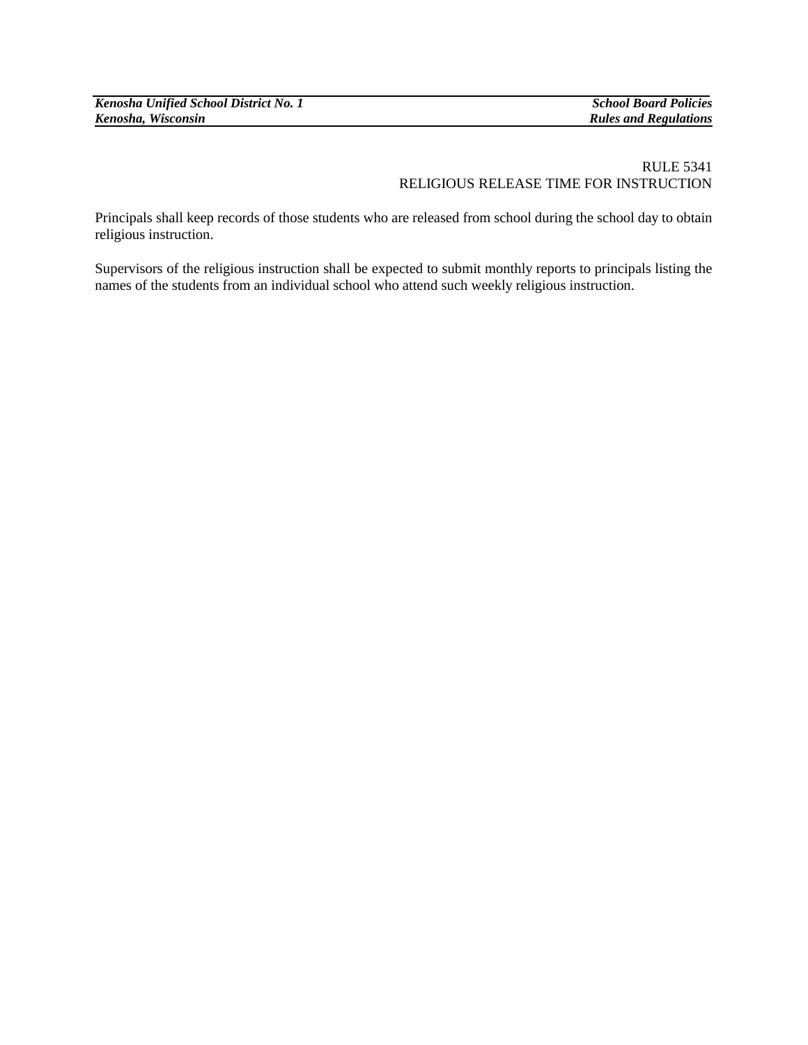RULE 5341
RELIGIOUS RELEASE TIME FOR INSTRUCTION

Principals shall keep records of those students who are released from school during the school day to obtain religious instruction.

Supervisors of the religious instruction shall be expected to submit monthly reports to principals listing the names of the students from an individual school who attend such weekly religious instruction.